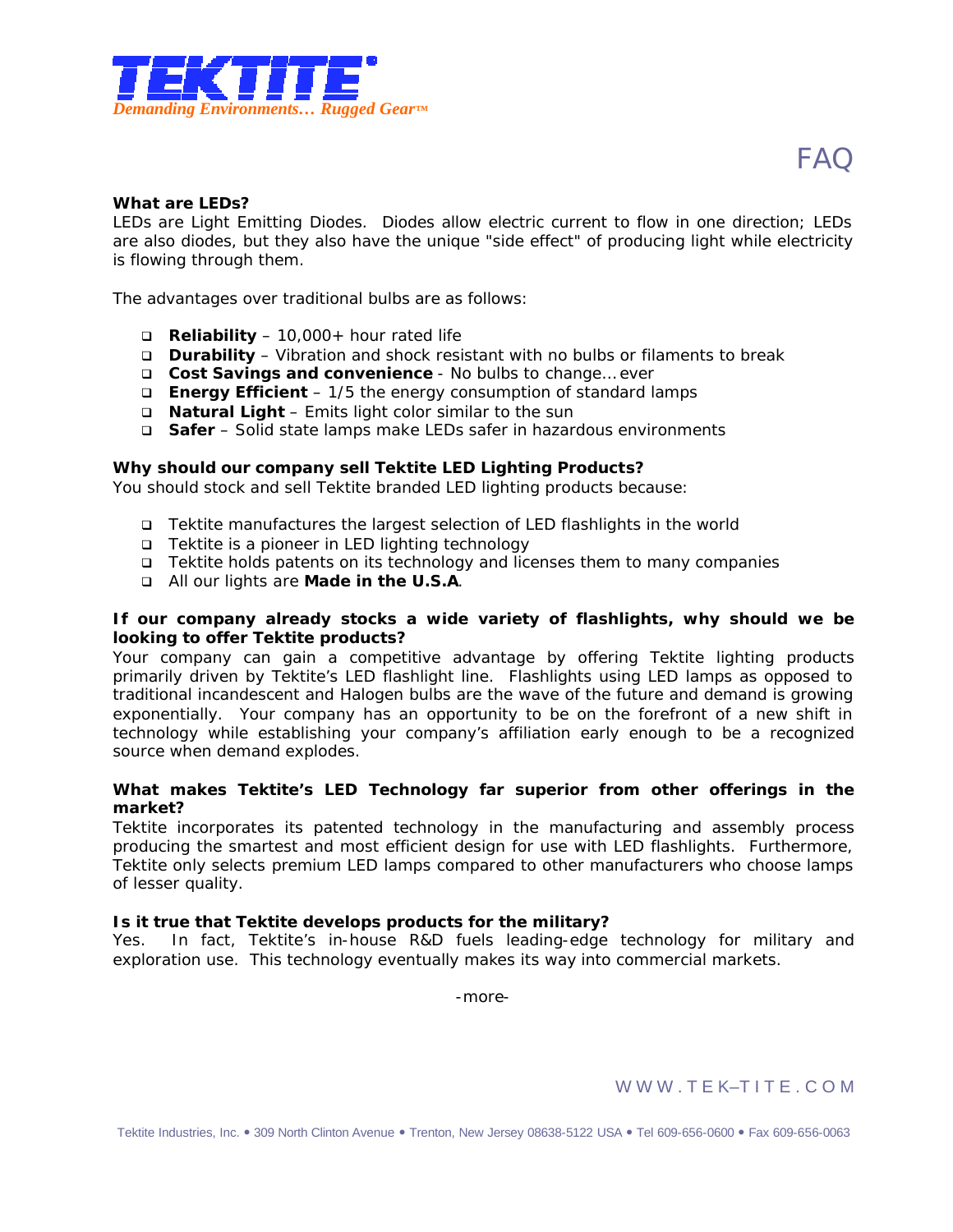# TEKTITE

*Demanding Environments… Rugged Gear™*

## FAQ

**What are LEDs?**

LEDs are Light Emitting Diodes. Diodes allow electric current to flow in one direction; LEDs are also diodes, but they also have the unique "side effect" of producing light while electricity is flowing through them.

The advantages over traditional bulbs are as follows:

- **Reliability** – 10,000+ hour rated life
- **Durability** – Vibration and shock resistant with no bulbs or filaments to break
- **Cost Savings and convenience** - No bulbs to change… ever
- **Energy Efficient** – 1/5 the energy consumption of standard lamps
- **Natural Light** – Emits light color similar to the sun
- **Safer** – Solid state lamps make LEDs safer in hazardous environments

**Why should our company sell Tektite LED Lighting Products?**

You should stock and sell Tektite branded LED lighting products because:

- Tektite manufactures the largest selection of LED flashlights in the world
- Tektite is a pioneer in LED lighting technology
- Tektite holds patents on its technology and licenses them to many companies
- All our lights are **Made in the U.S.A**.

**If our company already stocks a wide variety of flashlights, why should we be looking to offer Tektite products?**

Your company can gain a competitive advantage by offering Tektite lighting products primarily driven by Tektite's LED flashlight line. Flashlights using LED lamps as opposed to traditional incandescent and Halogen bulbs are the wave of the future and demand is growing exponentially. Your company has an opportunity to be on the forefront of a new shift in technology while establishing your company's affiliation early enough to be a recognized source when demand explodes.

**What makes Tektite's LED Technology far superior from other offerings in the market?**

Tektite incorporates its patented technology in the manufacturing and assembly process producing the smartest and most efficient design for use with LED flashlights. Furthermore, Tektite only selects premium LED lamps compared to other manufacturers who choose lamps of lesser quality.

**Is it true that Tektite develops products for the military?**

Yes. In fact, Tektite's in-house R&D fuels leading-edge technology for military and exploration use. This technology eventually makes its way into commercial markets.

-more-

WWW.TEK–TITE.COM

Tektite Industries, Inc. • 309 North Clinton Avenue • Trenton, New Jersey 08638-5122 USA • Tel 609-656-0600 • Fax 609-656-0063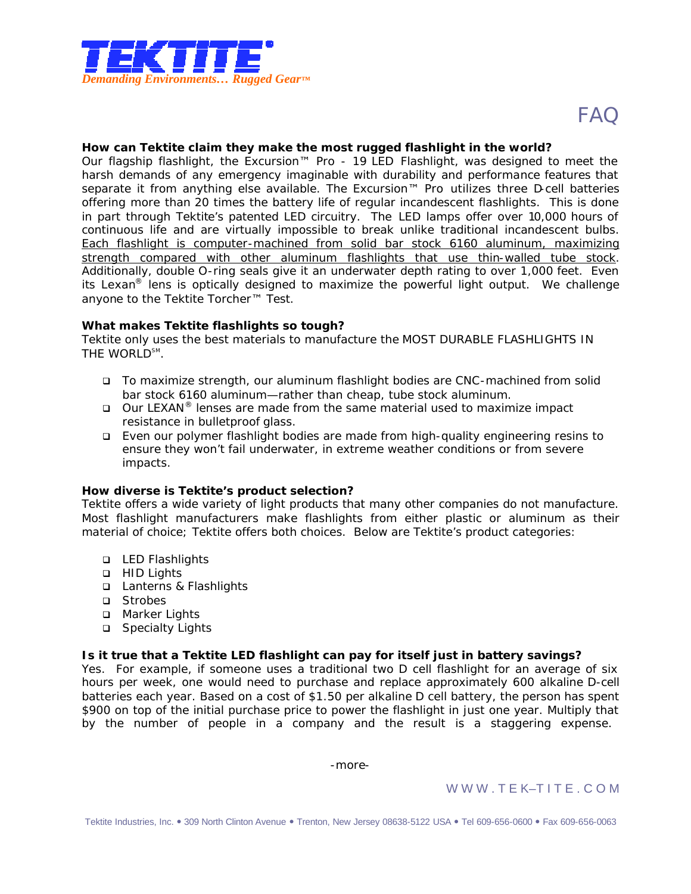**TEKTITE®**

*Demanding Environments… Rugged Gear™*

# FAQ

**How can Tektite claim they make the most rugged flashlight in the world?**

Our flagship flashlight, the Excursion™ Pro - 19 LED Flashlight, was designed to meet the harsh demands of any emergency imaginable with durability and performance features that separate it from anything else available. The Excursion™ Pro utilizes three D-cell batteries offering more than 20 times the battery life of regular incandescent flashlights. This is done in part through Tektite's patented LED circuitry. The LED lamps offer over 10,000 hours of continuous life and are virtually impossible to break unlike traditional incandescent bulbs. <u>Each flashlight is computer-machined from solid bar stock 6160 aluminum, maximizing strength compared with other aluminum flashlights that use thin-walled tube stock</u>. Additionally, double O-ring seals give it an underwater depth rating to over 1,000 feet. Even its Lexan® lens is optically designed to maximize the powerful light output. We challenge anyone to the Tektite Torcher™ Test.

**What makes Tektite flashlights so tough?**

Tektite only uses the best materials to manufacture the MOST DURABLE FLASHLIGHTS IN THE WORLD℠.

- To maximize strength, our aluminum flashlight bodies are CNC-machined from solid bar stock 6160 aluminum—rather than cheap, tube stock aluminum.
- Our LEXAN® lenses are made from the same material used to maximize impact resistance in bulletproof glass.
- Even our polymer flashlight bodies are made from high-quality engineering resins to ensure they won't fail underwater, in extreme weather conditions or from severe impacts.

**How diverse is Tektite's product selection?**

Tektite offers a wide variety of light products that many other companies do not manufacture. Most flashlight manufacturers make flashlights from either plastic or aluminum as their material of choice; Tektite offers both choices. Below are Tektite's product categories:

- LED Flashlights
- HID Lights
- Lanterns & Flashlights
- Strobes
- Marker Lights
- Specialty Lights

**Is it true that a Tektite LED flashlight can pay for itself just in battery savings?**

Yes. For example, if someone uses a traditional two D cell flashlight for an average of six hours per week, one would need to purchase and replace approximately 600 alkaline D-cell batteries each year. Based on a cost of $1.50 per alkaline D cell battery, the person has spent $900 on top of the initial purchase price to power the flashlight in just one year. Multiply that by the number of people in a company and the result is a staggering expense.

-more-

WWW.TEK–TITE.COM

Tektite Industries, Inc. • 309 North Clinton Avenue • Trenton, New Jersey 08638-5122 USA • Tel 609-656-0600 • Fax 609-656-0063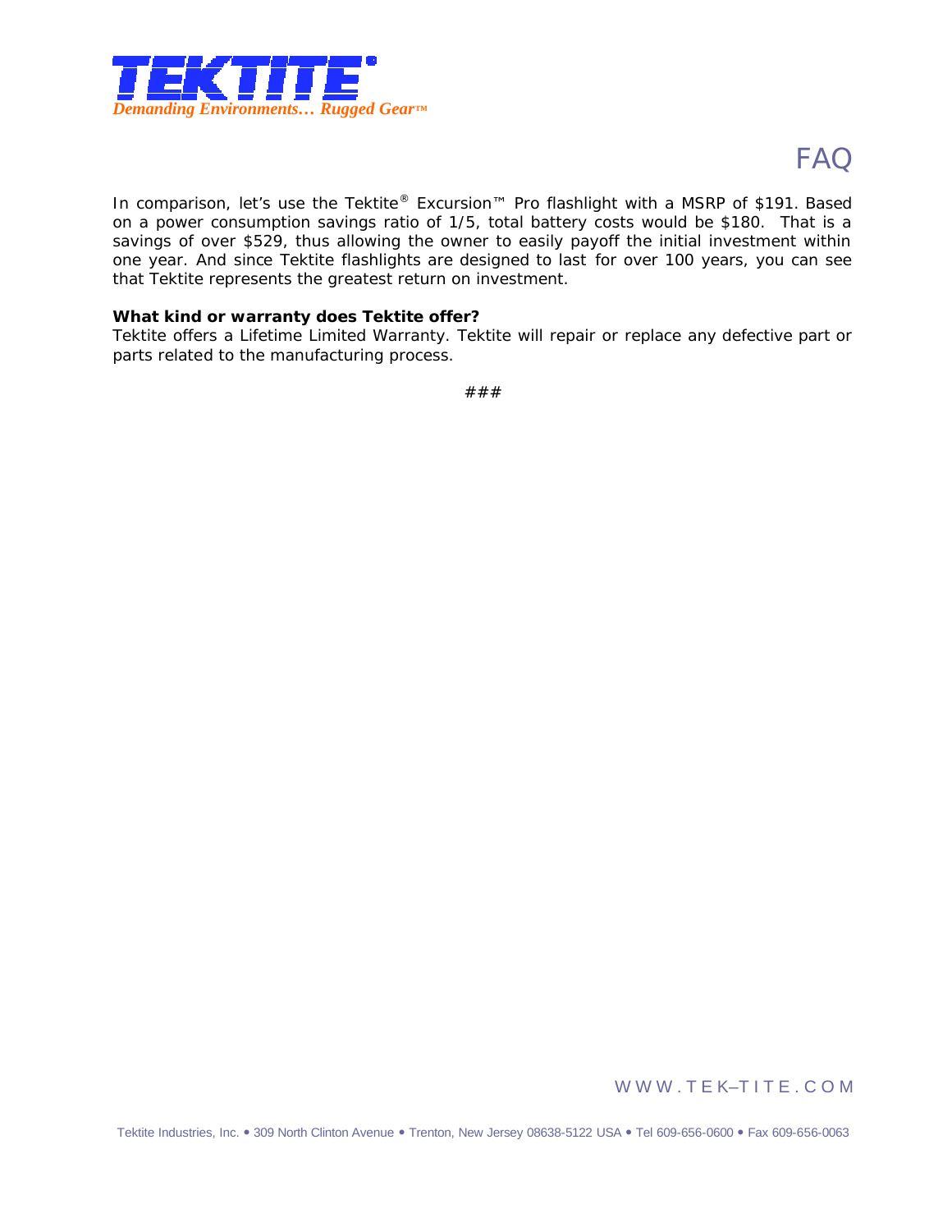In comparison, let's use the Tektite® Excursion™ Pro flashlight with a MSRP of $191. Based on a power consumption savings ratio of 1/5, total battery costs would be $180. That is a savings of over $529, thus allowing the owner to easily payoff the initial investment within one year. And since Tektite flashlights are designed to last for over 100 years, you can see that Tektite represents the greatest return on investment.

**What kind or warranty does Tektite offer?**

Tektite offers a Lifetime Limited Warranty. Tektite will repair or replace any defective part or parts related to the manufacturing process.

###